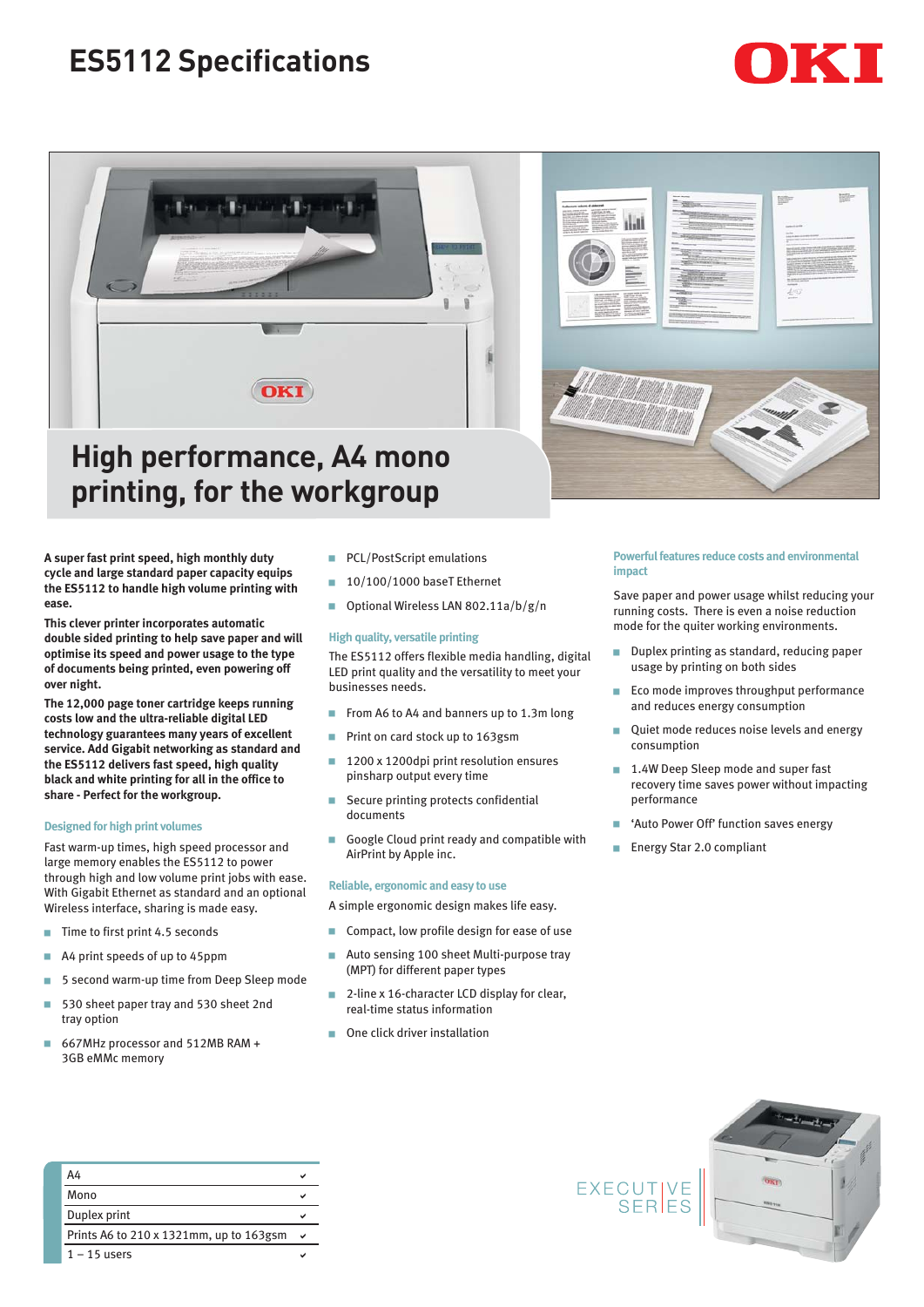# ES5112 Specifications

## High performance, A4 mono printing, for the workgroup

**A super fast print speed, high monthly duty cycle and large standard paper capacity equips the ES5112 to handle high volume printing with ease.**

**This clever printer incorporates automatic double sided printing to help save paper and will optimise its speed and power usage to the type of documents being printed, even powering off over night.**

**The 12,000 page toner cartridge keeps running costs low and the ultra-reliable digital LED technology guarantees many years of excellent service. Add Gigabit networking as standard and the ES5112 delivers fast speed, high quality black and white printing for all in the office to share - Perfect for the workgroup.**

### Designed for high print volumes

Fast warm-up times, high speed processor and large memory enables the ES5112 to power through high and low volume print jobs with ease. With Gigabit Ethernet as standard and an optional Wireless interface, sharing is made easy.

- Time to first print 4.5 seconds
- A4 print speeds of up to 45ppm
- 5 second warm-up time from Deep Sleep mode
- 530 sheet paper tray and 530 sheet 2nd tray option
- 667MHz processor and 512MB RAM + 3GB eMMc memory
- PCL/PostScript emulations
- 10/100/1000 baseT Ethernet
- Optional Wireless LAN 802.11a/b/g/n

### High quality, versatile printing

The ES5112 offers flexible media handling, digital LED print quality and the versatility to meet your businesses needs.

- From A6 to A4 and banners up to 1.3m long
- Print on card stock up to 163gsm
- 1200 x 1200dpi print resolution ensures pinsharp output every time
- Secure printing protects confidential documents
- Google Cloud print ready and compatible with AirPrint by Apple inc.

### Reliable, ergonomic and easy to use

A simple ergonomic design makes life easy.

- Compact, low profile design for ease of use
- Auto sensing 100 sheet Multi-purpose tray (MPT) for different paper types
- 2-line x 16-character LCD display for clear, real-time status information
- One click driver installation

### Powerful features reduce costs and environmental impact

Save paper and power usage whilst reducing your running costs. There is even a noise reduction mode for the quiter working environments.

- Duplex printing as standard, reducing paper usage by printing on both sides
- Eco mode improves throughput performance and reduces energy consumption
- Quiet mode reduces noise levels and energy consumption
- 1.4W Deep Sleep mode and super fast recovery time saves power without impacting performance
- 'Auto Power Off' function saves energy
- Energy Star 2.0 compliant

| | |
|---|---|
| A4 | ✓ |
| Mono | ✓ |
| Duplex print | ✓ |
| Prints A6 to 210 x 1321mm, up to 163gsm | ✓ |
| 1 – 15 users | ✓ |

EXECUTIVE SERIES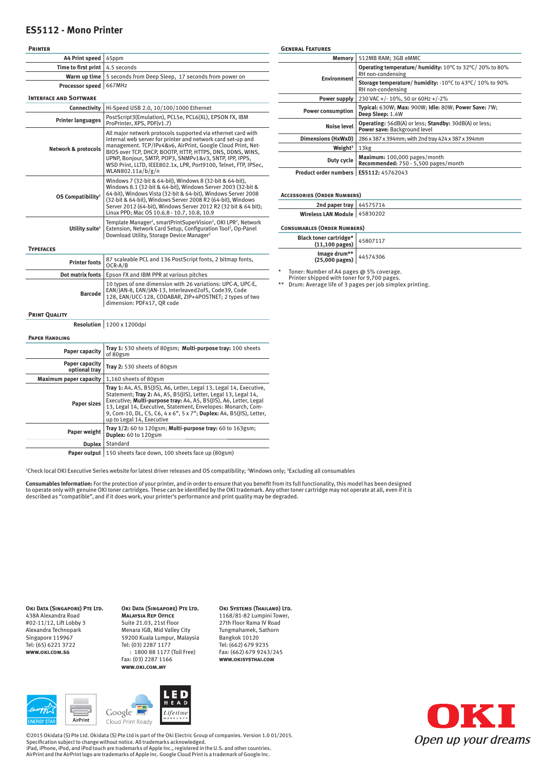# ES5112 - Mono Printer

## Printer

| | |
|---|---|
| A4 Print speed | 45ppm |
| Time to first print | 4.5 seconds |
| Warm up time | 5 seconds from Deep Sleep, 17 seconds from power on |
| Processor speed | 667MHz |

## Interface and Software

| | |
|---|---|
| Connectivity | Hi-Speed USB 2.0, 10/100/1000 Ethernet |
| Printer languages | PostScript3(Emulation), PCL5e, PCL6(XL), EPSON FX, IBM ProPrinter, XPS, PDF(v1.7) |
| Network & protocols | All major network protocols supported via ethernet card with internal web server for printer and network card set-up and management. TCP/IPv4&v6, AirPrint, Google Cloud Print, Net-BIOS over TCP, DHCP, BOOTP, HTTP, HTTPS, DNS, DDNS, WINS, UPNP, Bonjour, SMTP, POP3, SNMPv1&v3, SNTP, IPP, IPPS, WSD Print, LLTD, IEEE802.1x, LPR, Port9100, Telnet, FTP, IPSec, WLAN802.11a/b/g/n |
| OS Compatibility[1] | Windows 7 (32-bit & 64-bit), Windows 8 (32-bit & 64-bit), Windows 8.1 (32-bit & 64-bit), Windows Server 2003 (32-bit & 64-bit), Windows Vista (32-bit & 64-bit), Windows Server 2008 (32-bit & 64-bit), Windows Server 2008 R2 (64-bit), Windows Server 2012 (64-bit), Windows Server 2012 R2 (32 bit & 64 bit); Linux PPD; Mac OS 10.6.8 - 10.7, 10.8, 10.9 |
| Utility suite[1] | Template Manager[2], smartPrintSuperVision[2], OKI LPR[2], Network Extension, Network Card Setup, Configuration Tool[2], Op-Panel Download Utility, Storage Device Manager[2] |

## Typefaces

| | |
|---|---|
| Printer fonts | 87 scaleable PCL and 136 PostScript fonts, 2 bitmap fonts, OCR-A/B |
| Dot matrix fonts | Epson FX and IBM PPR at various pitches |
| Barcode | 10 types of one dimension with 26 variations: UPC-A, UPC-E, EAN/JAN-8, EAN/JAN-13, Interleaved2of5, Code39, Code 128, EAN/UCC-128, CODABAR, ZIP+4POSTNET; 2 types of two dimension: PDF417, QR code |

## Print Quality

| | |
|---|---|
| Resolution | 1200 x 1200dpi |

## Paper Handling

| | |
|---|---|
| Paper capacity | **Tray 1:** 530 sheets of 80gsm; **Multi-purpose tray:** 100 sheets of 80gsm |
| Paper capacity optional tray | Tray 2: 530 sheets of 80gsm |
| Maximum paper capacity | 1,160 sheets of 80gsm |
| Paper sizes | **Tray 1:** A4, A5, B5(JIS), A6, Letter, Legal 13, Legal 14, Executive, Statement; **Tray 2:** A4, A5, B5(JIS), Letter, Legal 13, Legal 14, Executive; **Multi-purpose tray:** A4, A5, B5(JIS), A6, Letter, Legal 13, Legal 14, Executive, Statement, Envelopes: Monarch, Com-9, Com-10, DL, C5, C6, 4 x 6", 5 x 7"; **Duplex:** A4, B5(JIS), Letter, up to Legal 14, Executive |
| Paper weight | **Tray 1/2:** 60 to 120gsm; **Multi-purpose tray:** 60 to 163gsm; **Duplex:** 60 to 120gsm |
| Duplex | Standard |
| Paper output | 150 sheets face down, 100 sheets face up (80gsm) |

## General Features

| | |
|---|---|
| Memory | 512MB RAM; 3GB eMMC |
| Environment | **Operating temperature/ humidity:** 10°C to 32°C/ 20% to 80% RH non-condensing; **Storage temperature/ humidity:** -10°C to 43°C/ 10% to 90% RH non-condensing |
| Power supply | 230 VAC +/- 10%, 50 or 60Hz +/-2% |
| Power consumption | **Typical:** 630W; **Max:** 900W; **Idle:** 80W; **Power Save:** 7W; **Deep Sleep:** 1.4W |
| Noise level | **Operating:** 56dB(A) or less; **Standby:** 30dB(A) or less; **Power save:** Background level |
| Dimensions (HxWxD) | 286 x 387 x 394mm; with 2nd tray 424 x 387 x 394mm |
| Weight[3] | 13kg |
| Duty cycle | **Maximum:** 100,000 pages/month; **Recommended:** 750 - 5,500 pages/month |
| Product order numbers | **ES5112:** 45762043 |

## Accessories (Order Numbers)

| | |
|---|---|
| 2nd paper tray | 44575714 |
| Wireless LAN Module | 45830202 |

## Consumables (Order Numbers)

| | |
|---|---|
| Black toner cartridge* (11,100 pages) | 45807117 |
| Image drum** (25,000 pages) | 44574306 |

\* Toner: Number of A4 pages @ 5% coverage. Printer shipped with toner for 9,700 pages.
\*\* Drum: Average life of 3 pages per job simplex printing.

[1]Check local OKI Executive Series website for latest driver releases and OS compatibility; [2]Windows only; [3]Excluding all consumables

**Consumables Information:** For the protection of your printer, and in order to ensure that you benefit from its full functionality, this model has been designed to operate only with genuine OKI toner cartridges. These can be identified by the OKI trademark. Any other toner cartridge may not operate at all, even if it is described as "compatible", and if it does work, your printer's performance and print quality may be degraded.

**Oki Data (Singapore) Pte Ltd.**
438A Alexandra Road
#02-11/12, Lift Lobby 3
Alexandra Technopark
Singapore 119967
Tel: (65) 6221 3722
**www.oki.com.sg**

**Oki Data (Singapore) Pte Ltd.**
**Malaysia Rep Office**
Suite 21.03, 21st Floor
Menara IGB, Mid Valley City
59200 Kuala Lumpur, Malaysia
Tel: (03) 2287 1177
: 1800 88 1177 (Toll Free)
Fax: (03) 2287 1166
**www.oki.com.my**

**Oki Systems (Thailand) Ltd.**
1168/81-82 Lumpini Tower,
27th Floor Rama IV Road
Tungmahamek, Sathorn
Bangkok 10120
Tel: (662) 679 9235
Fax: (662) 679 9243/245
**www.okisysthai.com**

ENERGY STAR · AirPrint · Google Cloud Print Ready · LED HEAD Lifetime Warranty

OKI
*Open up your dreams*

©2015 Okidata (S) Pte Ltd. Okidata (S) Pte Ltd is part of the Oki Electric Group of companies. Version 1.0 01/2015.
Specification subject to change without notice. All trademarks acknowledged.
iPad, iPhone, iPod, and iPod touch are trademarks of Apple Inc., registered in the U.S. and other countries.
AirPrint and the AirPrint logo are trademarks of Apple Inc. Google Cloud Print is a trademark of Google Inc.